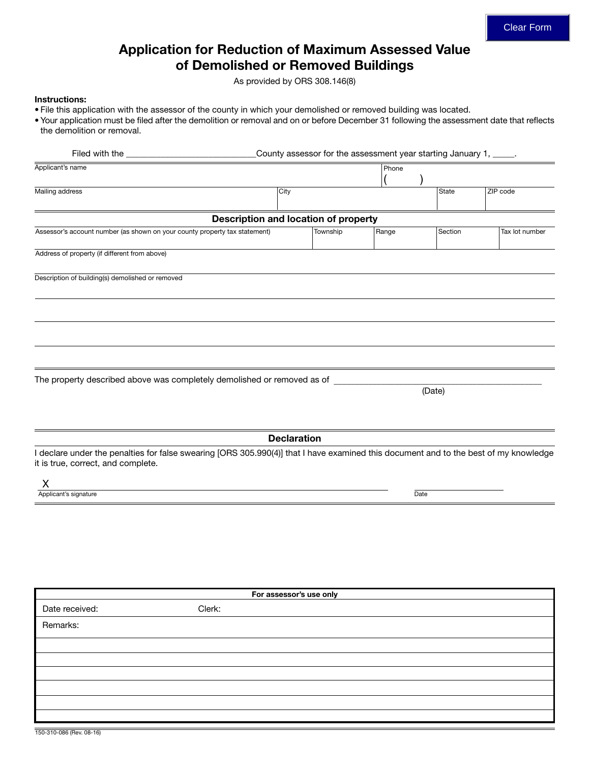# Application for Reduction of Maximum Assessed Value of Demolished or Removed Buildings

As provided by ORS 308.146(8)

**Instructions:**

- File this application with the assessor of the county in which your demolished or removed building was located.
- Your application must be filed after the demolition or removal and on or before December 31 following the assessment date that reflects the demolition or removal.

Filed with the ___________________________County assessor for the assessment year starting January 1, _____.

| Applicant's name | | | Phone ( ) |
|---|---|---|---|
| **Mailing address** | **City** | **State** | **ZIP code** |
| | | | |

## Description and location of property

| Assessor's account number (as shown on your county property tax statement) | Township | Range | Section | Tax lot number |
|---|---|---|---|---|
| | | | | |

Address of property (if different from above)

Description of building(s) demolished or removed

The property described above was completely demolished or removed as of _____________________________________________
(Date)

## Declaration

I declare under the penalties for false swearing [ORS 305.990(4)] that I have examined this document and to the best of my knowledge it is true, correct, and complete.

X ______________________________________ Applicant's signature

______________________ Date

| For assessor's use only | |
|---|---|
| Date received: | Clerk: |
| Remarks: | |

150-310-086 (Rev. 08-16)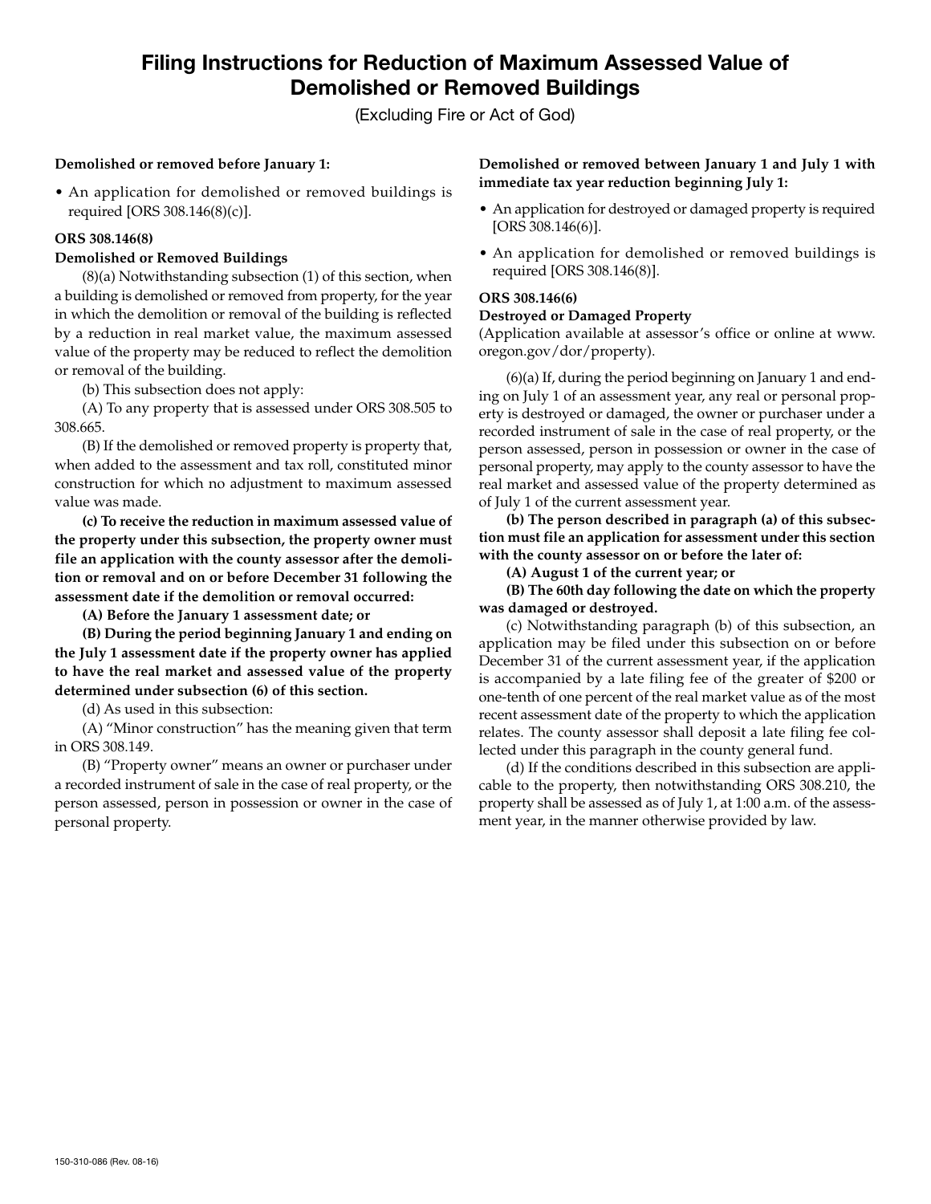# Filing Instructions for Reduction of Maximum Assessed Value of Demolished or Removed Buildings

(Excluding Fire or Act of God)

**Demolished or removed before January 1:**

- An application for demolished or removed buildings is required [ORS 308.146(8)(c)].

**ORS 308.146(8)**

**Demolished or Removed Buildings**

(8)(a) Notwithstanding subsection (1) of this section, when a building is demolished or removed from property, for the year in which the demolition or removal of the building is reflected by a reduction in real market value, the maximum assessed value of the property may be reduced to reflect the demolition or removal of the building.

(b) This subsection does not apply:

(A) To any property that is assessed under ORS 308.505 to 308.665.

(B) If the demolished or removed property is property that, when added to the assessment and tax roll, constituted minor construction for which no adjustment to maximum assessed value was made.

**(c) To receive the reduction in maximum assessed value of the property under this subsection, the property owner must file an application with the county assessor after the demolition or removal and on or before December 31 following the assessment date if the demolition or removal occurred:**

**(A) Before the January 1 assessment date; or**

**(B) During the period beginning January 1 and ending on the July 1 assessment date if the property owner has applied to have the real market and assessed value of the property determined under subsection (6) of this section.**

(d) As used in this subsection:

(A) "Minor construction" has the meaning given that term in ORS 308.149.

(B) "Property owner" means an owner or purchaser under a recorded instrument of sale in the case of real property, or the person assessed, person in possession or owner in the case of personal property.

**Demolished or removed between January 1 and July 1 with immediate tax year reduction beginning July 1:**

- An application for destroyed or damaged property is required [ORS 308.146(6)].
- An application for demolished or removed buildings is required [ORS 308.146(8)].

**ORS 308.146(6)**

**Destroyed or Damaged Property**

(Application available at assessor's office or online at www.oregon.gov/dor/property).

(6)(a) If, during the period beginning on January 1 and ending on July 1 of an assessment year, any real or personal property is destroyed or damaged, the owner or purchaser under a recorded instrument of sale in the case of real property, or the person assessed, person in possession or owner in the case of personal property, may apply to the county assessor to have the real market and assessed value of the property determined as of July 1 of the current assessment year.

**(b) The person described in paragraph (a) of this subsection must file an application for assessment under this section with the county assessor on or before the later of:**

**(A) August 1 of the current year; or**

**(B) The 60th day following the date on which the property was damaged or destroyed.**

(c) Notwithstanding paragraph (b) of this subsection, an application may be filed under this subsection on or before December 31 of the current assessment year, if the application is accompanied by a late filing fee of the greater of $200 or one-tenth of one percent of the real market value as of the most recent assessment date of the property to which the application relates. The county assessor shall deposit a late filing fee collected under this paragraph in the county general fund.

(d) If the conditions described in this subsection are applicable to the property, then notwithstanding ORS 308.210, the property shall be assessed as of July 1, at 1:00 a.m. of the assessment year, in the manner otherwise provided by law.

150-310-086 (Rev. 08-16)